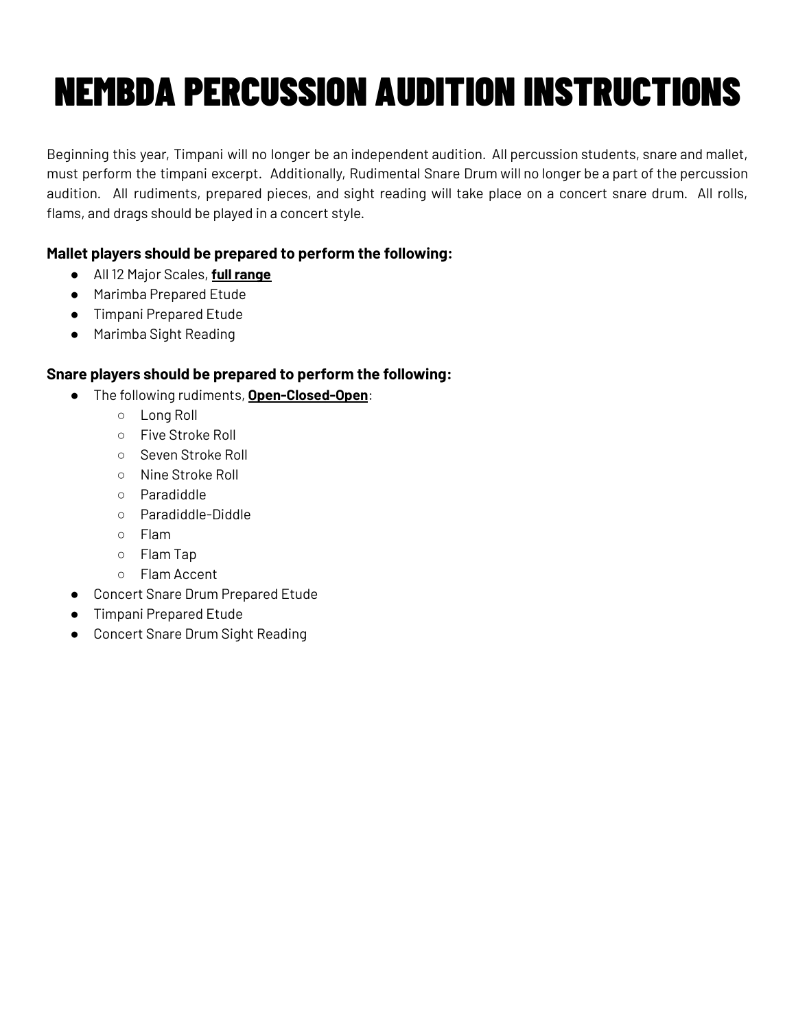# NEMBDA PERCUSSION AUDITION INSTRUCTIONS

Beginning this year, Timpani will no longer be an independent audition. All percussion students, snare and mallet, must perform the timpani excerpt. Additionally, Rudimental Snare Drum will no longer be a part of the percussion audition. All rudiments, prepared pieces, and sight reading will take place on a concert snare drum. All rolls, flams, and drags should be played in a concert style.

**Mallet players should be prepared to perform the following:**

- All 12 Major Scales, **full range**
- Marimba Prepared Etude
- Timpani Prepared Etude
- Marimba Sight Reading

**Snare players should be prepared to perform the following:**

- The following rudiments, **Open-Closed-Open**:
  - Long Roll
  - Five Stroke Roll
  - Seven Stroke Roll
  - Nine Stroke Roll
  - Paradiddle
  - Paradiddle-Diddle
  - Flam
  - Flam Tap
  - Flam Accent
- Concert Snare Drum Prepared Etude
- Timpani Prepared Etude
- Concert Snare Drum Sight Reading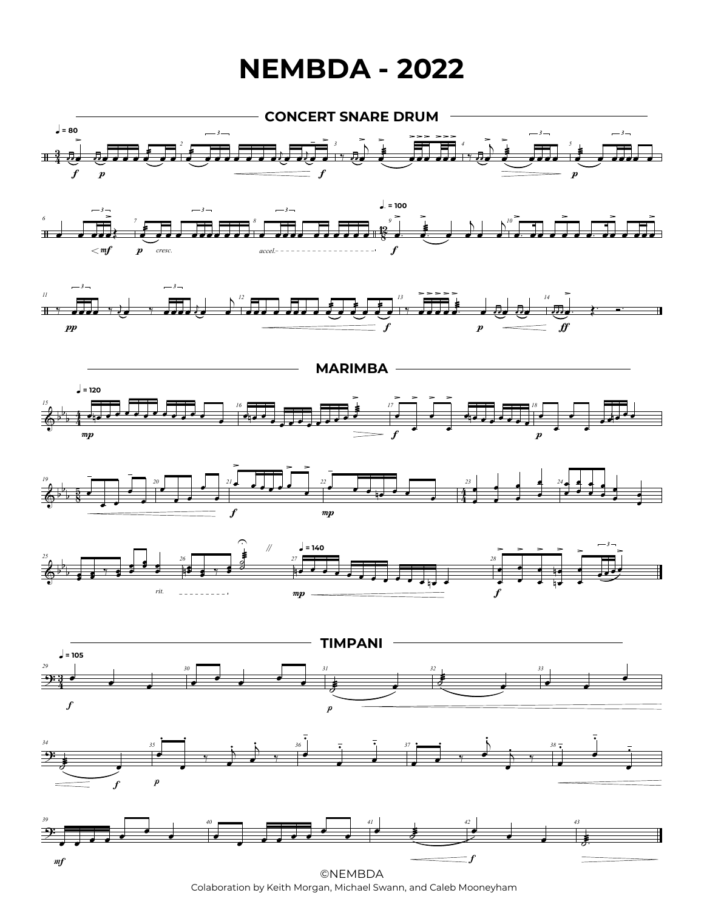# NEMBDA - 2022

## CONCERT SNARE DRUM

## MARIMBA

## TIMPANI

©NEMBDA

Colaboration by Keith Morgan, Michael Swann, and Caleb Mooneyham